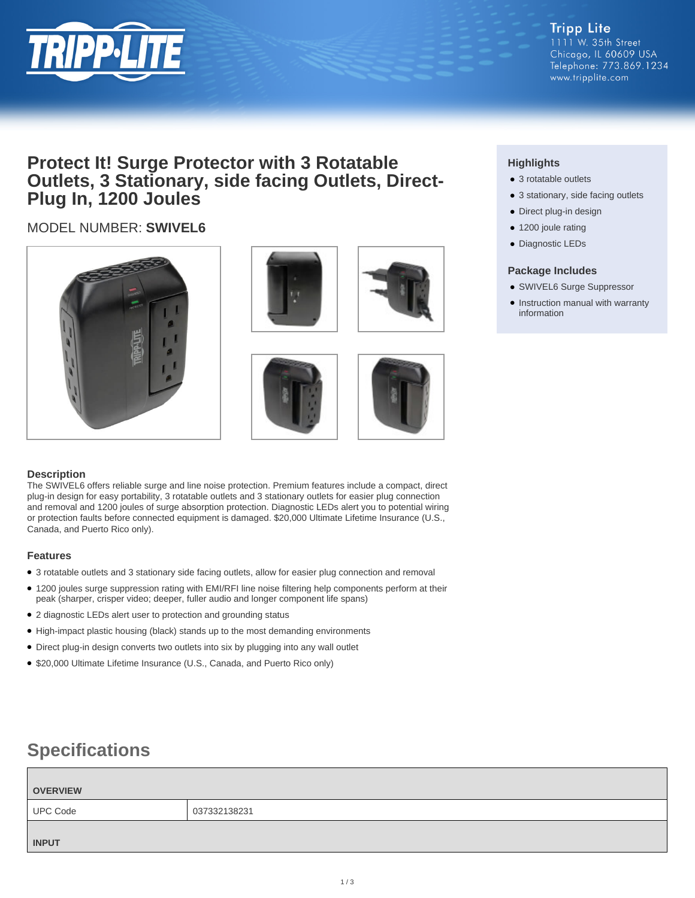# Protect It! Surge Protector with 3 Rotatable Outlets, 3 Stationary, side facing Outlets, Direct-Plug In, 1200 Joules

MODEL NUMBER: **SWIVEL6**

### Highlights

- 3 rotatable outlets
- 3 stationary, side facing outlets
- Direct plug-in design
- 1200 joule rating
- Diagnostic LEDs

### Package Includes

- SWIVEL6 Surge Suppressor
- Instruction manual with warranty information

### Description

The SWIVEL6 offers reliable surge and line noise protection. Premium features include a compact, direct plug-in design for easy portability, 3 rotatable outlets and 3 stationary outlets for easier plug connection and removal and 1200 joules of surge absorption protection. Diagnostic LEDs alert you to potential wiring or protection faults before connected equipment is damaged. $20,000 Ultimate Lifetime Insurance (U.S., Canada, and Puerto Rico only).

### Features

- 3 rotatable outlets and 3 stationary side facing outlets, allow for easier plug connection and removal
- 1200 joules surge suppression rating with EMI/RFI line noise filtering help components perform at their peak (sharper, crisper video; deeper, fuller audio and longer component life spans)
- 2 diagnostic LEDs alert user to protection and grounding status
- High-impact plastic housing (black) stands up to the most demanding environments
- Direct plug-in design converts two outlets into six by plugging into any wall outlet
- $20,000 Ultimate Lifetime Insurance (U.S., Canada, and Puerto Rico only)

## Specifications

| OVERVIEW | |
|---|---|
| UPC Code | 037332138231 |
| **INPUT** | |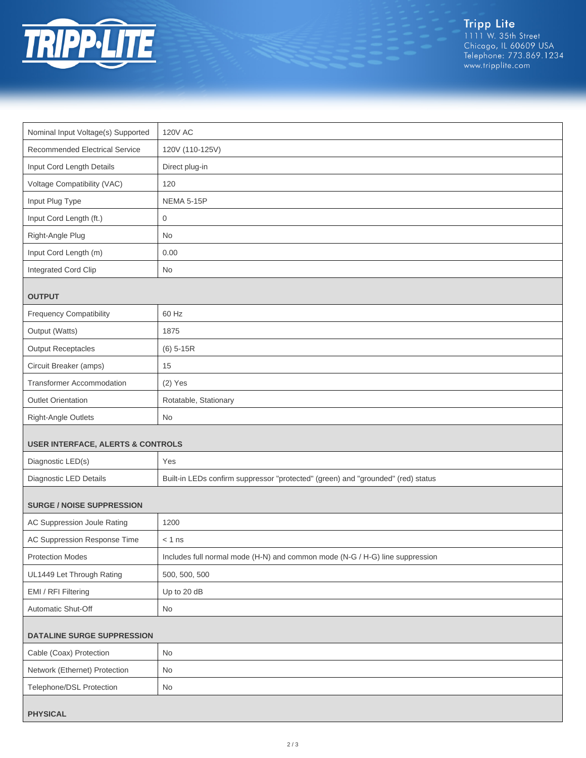| | |
|---|---|
| Nominal Input Voltage(s) Supported | 120V AC |
| Recommended Electrical Service | 120V (110-125V) |
| Input Cord Length Details | Direct plug-in |
| Voltage Compatibility (VAC) | 120 |
| Input Plug Type | NEMA 5-15P |
| Input Cord Length (ft.) | 0 |
| Right-Angle Plug | No |
| Input Cord Length (m) | 0.00 |
| Integrated Cord Clip | No |
| **OUTPUT** | |
| Frequency Compatibility | 60 Hz |
| Output (Watts) | 1875 |
| Output Receptacles | (6) 5-15R |
| Circuit Breaker (amps) | 15 |
| Transformer Accommodation | (2) Yes |
| Outlet Orientation | Rotatable, Stationary |
| Right-Angle Outlets | No |
| **USER INTERFACE, ALERTS & CONTROLS** | |
| Diagnostic LED(s) | Yes |
| Diagnostic LED Details | Built-in LEDs confirm suppressor "protected" (green) and "grounded" (red) status |
| **SURGE / NOISE SUPPRESSION** | |
| AC Suppression Joule Rating | 1200 |
| AC Suppression Response Time | < 1 ns |
| Protection Modes | Includes full normal mode (H-N) and common mode (N-G / H-G) line suppression |
| UL1449 Let Through Rating | 500, 500, 500 |
| EMI / RFI Filtering | Up to 20 dB |
| Automatic Shut-Off | No |
| **DATALINE SURGE SUPPRESSION** | |
| Cable (Coax) Protection | No |
| Network (Ethernet) Protection | No |
| Telephone/DSL Protection | No |
| **PHYSICAL** | |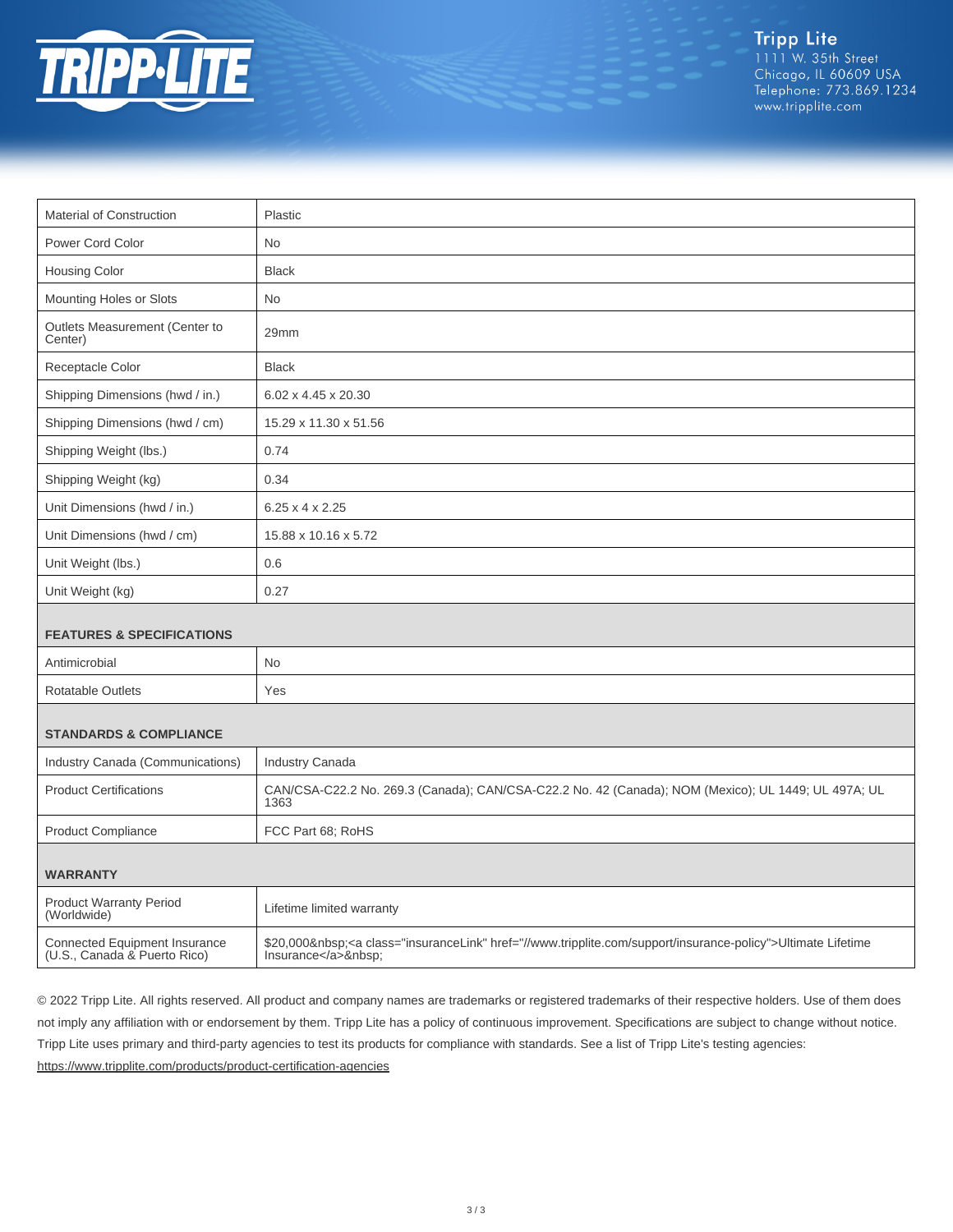Tripp Lite
1111 W. 35th Street
Chicago, IL 60609 USA
Telephone: 773.869.1234
www.tripplite.com

| | |
|---|---|
| Material of Construction | Plastic |
| Power Cord Color | No |
| Housing Color | Black |
| Mounting Holes or Slots | No |
| Outlets Measurement (Center to Center) | 29mm |
| Receptacle Color | Black |
| Shipping Dimensions (hwd / in.) | 6.02 x 4.45 x 20.30 |
| Shipping Dimensions (hwd / cm) | 15.29 x 11.30 x 51.56 |
| Shipping Weight (lbs.) | 0.74 |
| Shipping Weight (kg) | 0.34 |
| Unit Dimensions (hwd / in.) | 6.25 x 4 x 2.25 |
| Unit Dimensions (hwd / cm) | 15.88 x 10.16 x 5.72 |
| Unit Weight (lbs.) | 0.6 |
| Unit Weight (kg) | 0.27 |
| **FEATURES & SPECIFICATIONS** | |
| Antimicrobial | No |
| Rotatable Outlets | Yes |
| **STANDARDS & COMPLIANCE** | |
| Industry Canada (Communications) | Industry Canada |
| Product Certifications | CAN/CSA-C22.2 No. 269.3 (Canada); CAN/CSA-C22.2 No. 42 (Canada); NOM (Mexico); UL 1449; UL 497A; UL 1363 |
| Product Compliance | FCC Part 68; RoHS |
| **WARRANTY** | |
| Product Warranty Period (Worldwide) | Lifetime limited warranty |
| Connected Equipment Insurance (U.S., Canada & Puerto Rico) | $20,000&nbsp;<a class="insuranceLink" href="//www.tripplite.com/support/insurance-policy">Ultimate Lifetime Insurance</a>&nbsp; |

© 2022 Tripp Lite. All rights reserved. All product and company names are trademarks or registered trademarks of their respective holders. Use of them does not imply any affiliation with or endorsement by them. Tripp Lite has a policy of continuous improvement. Specifications are subject to change without notice. Tripp Lite uses primary and third-party agencies to test its products for compliance with standards. See a list of Tripp Lite's testing agencies: https://www.tripplite.com/products/product-certification-agencies